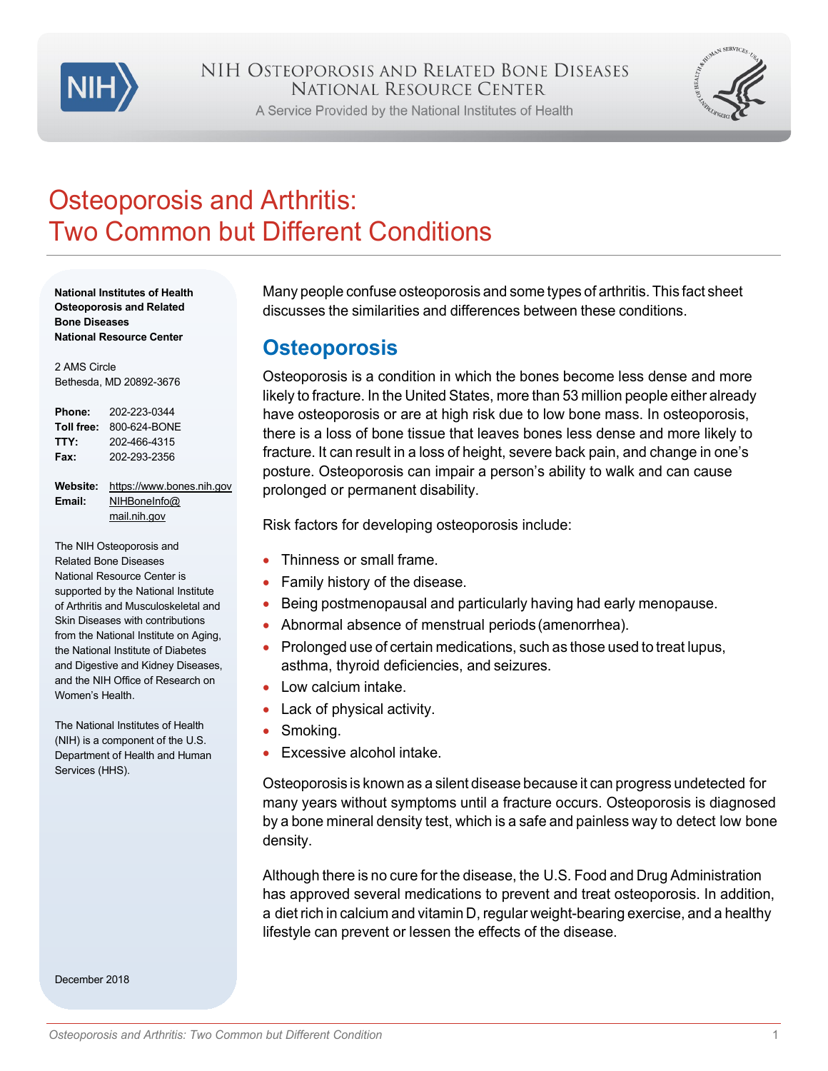NIH Osteoporosis and Related Bone Diseases National Resource Center

A Service Provided by the National Institutes of Health

# Osteoporosis and Arthritis: Two Common but Different Conditions

**National Institutes of Health Osteoporosis and Related Bone Diseases National Resource Center**

2 AMS Circle
Bethesda, MD 20892-3676

**Phone:** 202-223-0344
**Toll free:** 800-624-BONE
**TTY:** 202-466-4315
**Fax:** 202-293-2356

**Website:** https://www.bones.nih.gov
**Email:** NIHBoneInfo@mail.nih.gov

The NIH Osteoporosis and Related Bone Diseases National Resource Center is supported by the National Institute of Arthritis and Musculoskeletal and Skin Diseases with contributions from the National Institute on Aging, the National Institute of Diabetes and Digestive and Kidney Diseases, and the NIH Office of Research on Women's Health.

The National Institutes of Health (NIH) is a component of the U.S. Department of Health and Human Services (HHS).

December 2018

Many people confuse osteoporosis and some types of arthritis. This fact sheet discusses the similarities and differences between these conditions.

## Osteoporosis

Osteoporosis is a condition in which the bones become less dense and more likely to fracture. In the United States, more than 53 million people either already have osteoporosis or are at high risk due to low bone mass. In osteoporosis, there is a loss of bone tissue that leaves bones less dense and more likely to fracture. It can result in a loss of height, severe back pain, and change in one's posture. Osteoporosis can impair a person's ability to walk and can cause prolonged or permanent disability.

Risk factors for developing osteoporosis include:

- Thinness or small frame.
- Family history of the disease.
- Being postmenopausal and particularly having had early menopause.
- Abnormal absence of menstrual periods (amenorrhea).
- Prolonged use of certain medications, such as those used to treat lupus, asthma, thyroid deficiencies, and seizures.
- Low calcium intake.
- Lack of physical activity.
- Smoking.
- Excessive alcohol intake.

Osteoporosis is known as a silent disease because it can progress undetected for many years without symptoms until a fracture occurs. Osteoporosis is diagnosed by a bone mineral density test, which is a safe and painless way to detect low bone density.

Although there is no cure for the disease, the U.S. Food and Drug Administration has approved several medications to prevent and treat osteoporosis. In addition, a diet rich in calcium and vitamin D, regular weight-bearing exercise, and a healthy lifestyle can prevent or lessen the effects of the disease.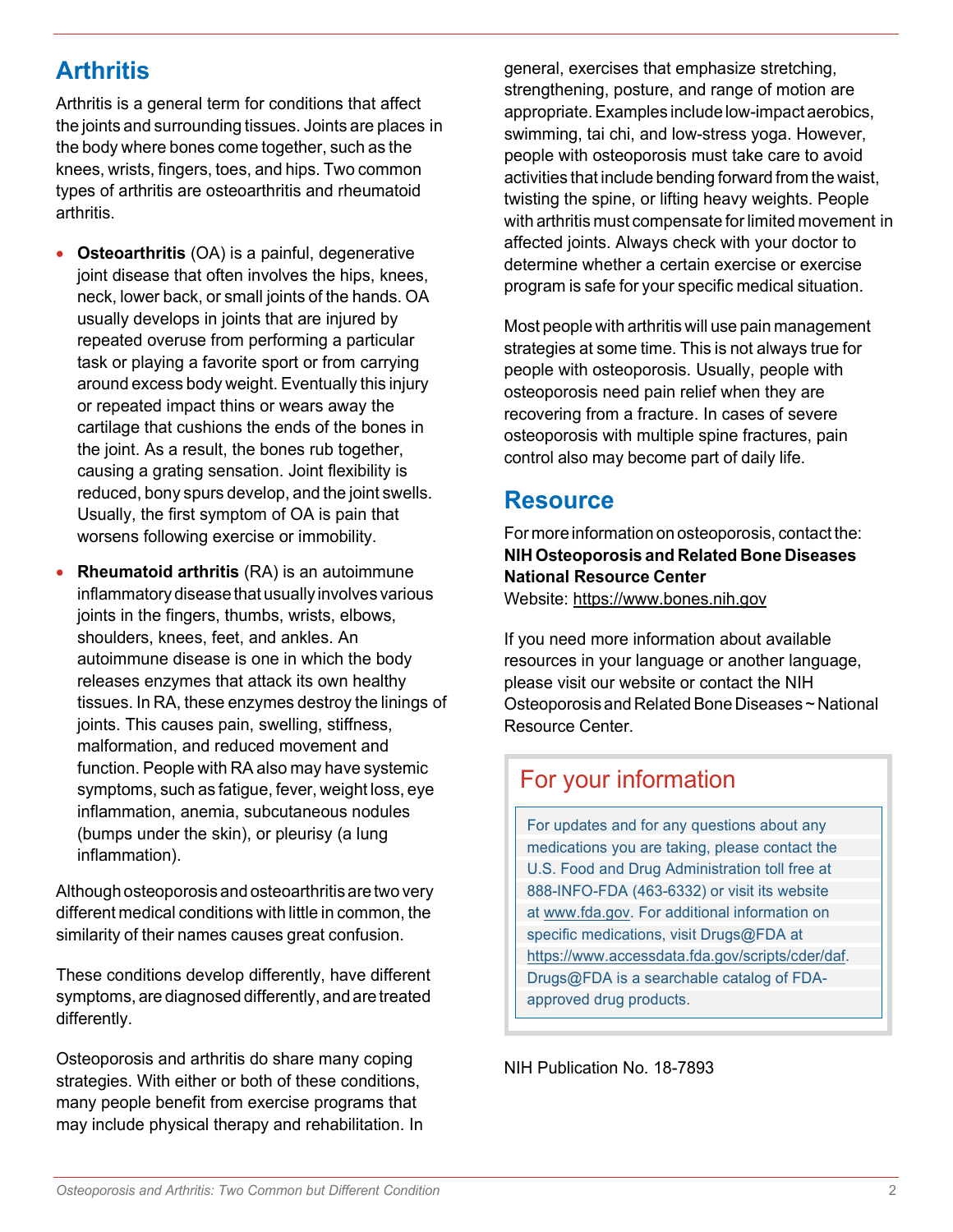## Arthritis

Arthritis is a general term for conditions that affect the joints and surrounding tissues. Joints are places in the body where bones come together, such as the knees, wrists, fingers, toes, and hips. Two common types of arthritis are osteoarthritis and rheumatoid arthritis.

- **Osteoarthritis** (OA) is a painful, degenerative joint disease that often involves the hips, knees, neck, lower back, or small joints of the hands. OA usually develops in joints that are injured by repeated overuse from performing a particular task or playing a favorite sport or from carrying around excess body weight. Eventually this injury or repeated impact thins or wears away the cartilage that cushions the ends of the bones in the joint. As a result, the bones rub together, causing a grating sensation. Joint flexibility is reduced, bony spurs develop, and the joint swells. Usually, the first symptom of OA is pain that worsens following exercise or immobility.
- **Rheumatoid arthritis** (RA) is an autoimmune inflammatory disease that usually involves various joints in the fingers, thumbs, wrists, elbows, shoulders, knees, feet, and ankles. An autoimmune disease is one in which the body releases enzymes that attack its own healthy tissues. In RA, these enzymes destroy the linings of joints. This causes pain, swelling, stiffness, malformation, and reduced movement and function. People with RA also may have systemic symptoms, such as fatigue, fever, weight loss, eye inflammation, anemia, subcutaneous nodules (bumps under the skin), or pleurisy (a lung inflammation).

Although osteoporosis and osteoarthritis are two very different medical conditions with little in common, the similarity of their names causes great confusion.

These conditions develop differently, have different symptoms, are diagnosed differently, and are treated differently.

Osteoporosis and arthritis do share many coping strategies. With either or both of these conditions, many people benefit from exercise programs that may include physical therapy and rehabilitation. In general, exercises that emphasize stretching, strengthening, posture, and range of motion are appropriate. Examples include low-impact aerobics, swimming, tai chi, and low-stress yoga. However, people with osteoporosis must take care to avoid activities that include bending forward from the waist, twisting the spine, or lifting heavy weights. People with arthritis must compensate for limited movement in affected joints. Always check with your doctor to determine whether a certain exercise or exercise program is safe for your specific medical situation.

Most people with arthritis will use pain management strategies at some time. This is not always true for people with osteoporosis. Usually, people with osteoporosis need pain relief when they are recovering from a fracture. In cases of severe osteoporosis with multiple spine fractures, pain control also may become part of daily life.

## Resource

For more information on osteoporosis, contact the:
**NIH Osteoporosis and Related Bone Diseases National Resource Center**
Website: https://www.bones.nih.gov

If you need more information about available resources in your language or another language, please visit our website or contact the NIH Osteoporosis and Related Bone Diseases ~ National Resource Center.

### For your information

For updates and for any questions about any medications you are taking, please contact the U.S. Food and Drug Administration toll free at 888-INFO-FDA (463-6332) or visit its website at www.fda.gov. For additional information on specific medications, visit Drugs@FDA at https://www.accessdata.fda.gov/scripts/cder/daf. Drugs@FDA is a searchable catalog of FDA-approved drug products.

NIH Publication No. 18-7893